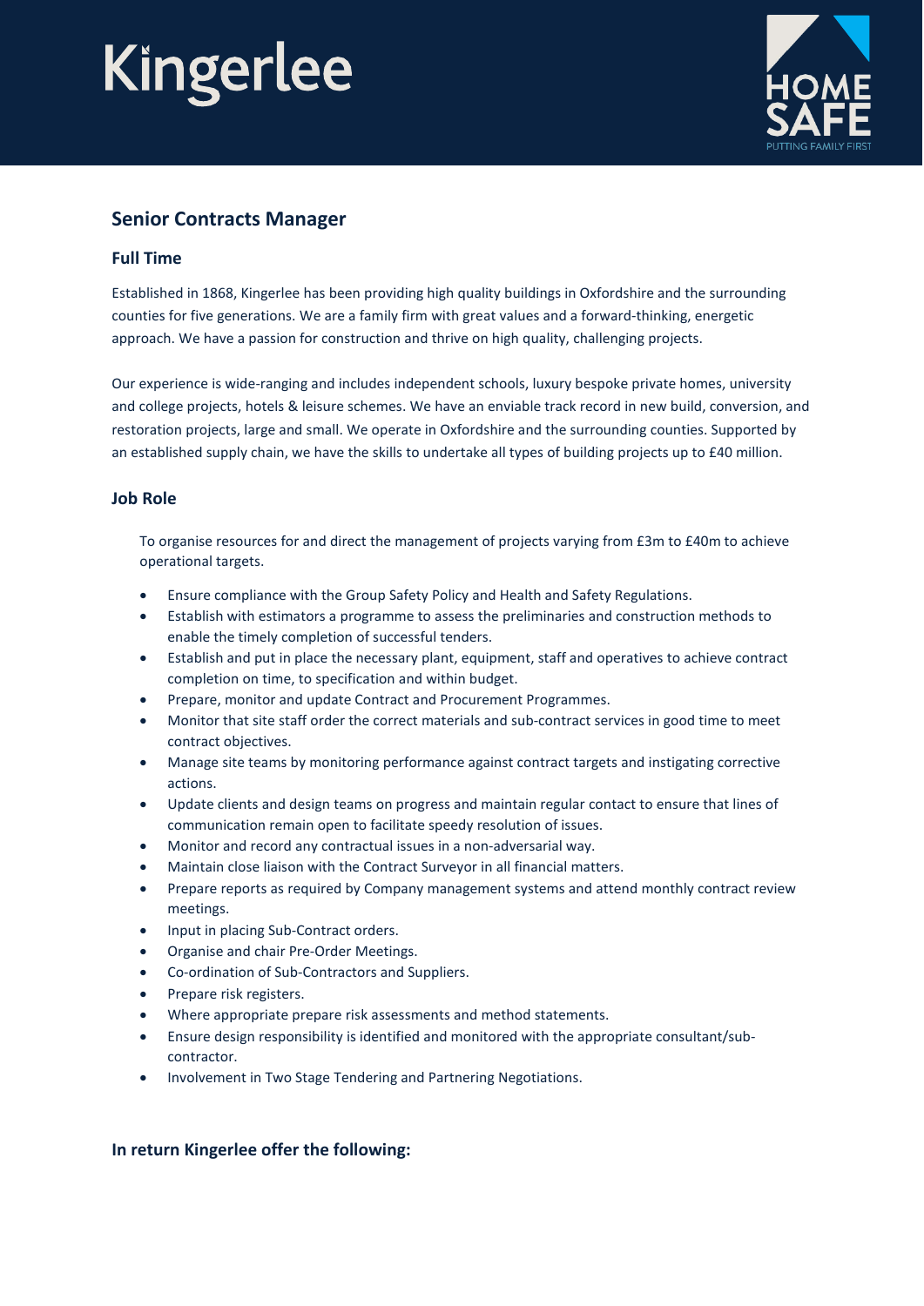# Kingerlee

HOME SAFE
PUTTING FAMILY FIRST

## Senior Contracts Manager

### Full Time

Established in 1868, Kingerlee has been providing high quality buildings in Oxfordshire and the surrounding counties for five generations. We are a family firm with great values and a forward-thinking, energetic approach. We have a passion for construction and thrive on high quality, challenging projects.

Our experience is wide-ranging and includes independent schools, luxury bespoke private homes, university and college projects, hotels & leisure schemes. We have an enviable track record in new build, conversion, and restoration projects, large and small. We operate in Oxfordshire and the surrounding counties. Supported by an established supply chain, we have the skills to undertake all types of building projects up to £40 million.

### Job Role

To organise resources for and direct the management of projects varying from £3m to £40m to achieve operational targets.

- Ensure compliance with the Group Safety Policy and Health and Safety Regulations.
- Establish with estimators a programme to assess the preliminaries and construction methods to enable the timely completion of successful tenders.
- Establish and put in place the necessary plant, equipment, staff and operatives to achieve contract completion on time, to specification and within budget.
- Prepare, monitor and update Contract and Procurement Programmes.
- Monitor that site staff order the correct materials and sub-contract services in good time to meet contract objectives.
- Manage site teams by monitoring performance against contract targets and instigating corrective actions.
- Update clients and design teams on progress and maintain regular contact to ensure that lines of communication remain open to facilitate speedy resolution of issues.
- Monitor and record any contractual issues in a non-adversarial way.
- Maintain close liaison with the Contract Surveyor in all financial matters.
- Prepare reports as required by Company management systems and attend monthly contract review meetings.
- Input in placing Sub-Contract orders.
- Organise and chair Pre-Order Meetings.
- Co-ordination of Sub-Contractors and Suppliers.
- Prepare risk registers.
- Where appropriate prepare risk assessments and method statements.
- Ensure design responsibility is identified and monitored with the appropriate consultant/sub-contractor.
- Involvement in Two Stage Tendering and Partnering Negotiations.

### In return Kingerlee offer the following: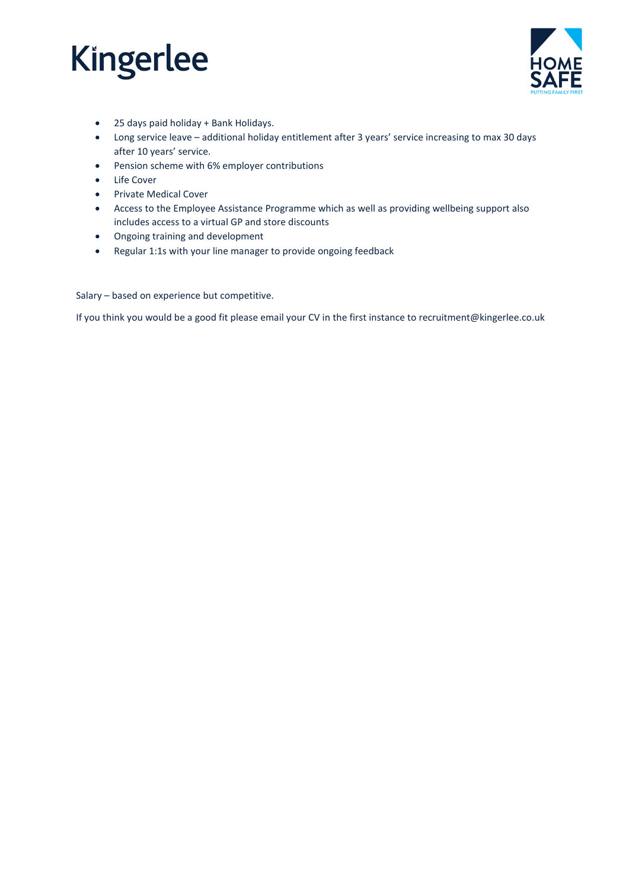- 25 days paid holiday + Bank Holidays.
- Long service leave – additional holiday entitlement after 3 years' service increasing to max 30 days after 10 years' service.
- Pension scheme with 6% employer contributions
- Life Cover
- Private Medical Cover
- Access to the Employee Assistance Programme which as well as providing wellbeing support also includes access to a virtual GP and store discounts
- Ongoing training and development
- Regular 1:1s with your line manager to provide ongoing feedback

Salary – based on experience but competitive.

If you think you would be a good fit please email your CV in the first instance to recruitment@kingerlee.co.uk